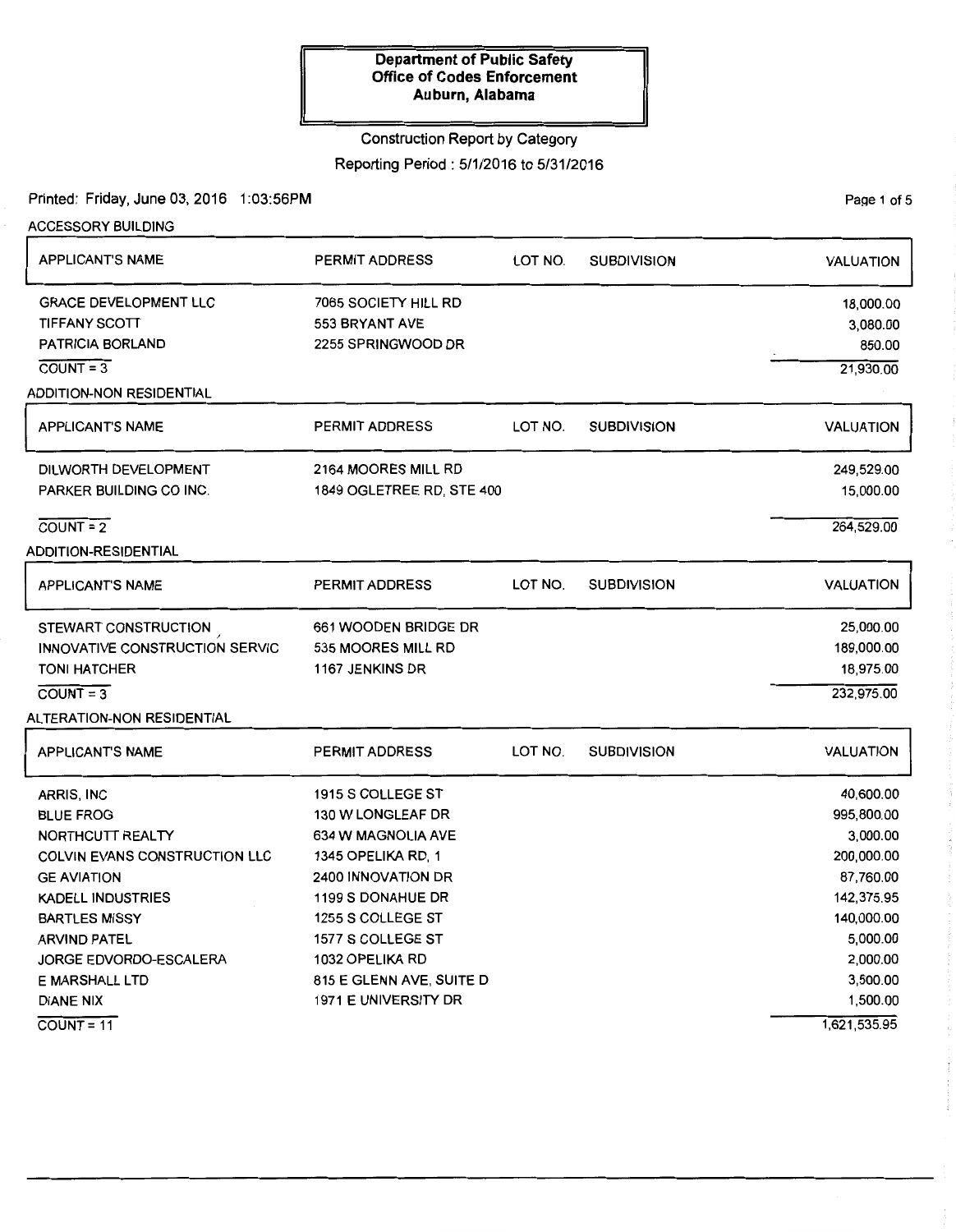**Department of Public Safety**
**Office of Codes Enforcement**
**Auburn, Alabama**

Construction Report by Category

Reporting Period : 5/1/2016 to 5/31/2016

Printed: Friday, June 03, 2016 1:03:56PM

### ACCESSORY BUILDING

| APPLICANT'S NAME | PERMIT ADDRESS | LOT NO. | SUBDIVISION | VALUATION |
|---|---|---|---|---|
| GRACE DEVELOPMENT LLC | 7065 SOCIETY HILL RD | | | 18,000.00 |
| TIFFANY SCOTT | 553 BRYANT AVE | | | 3,080.00 |
| PATRICIA BORLAND | 2255 SPRINGWOOD DR | | | 850.00 |
| COUNT = 3 | | | | 21,930.00 |

### ADDITION-NON RESIDENTIAL

| APPLICANT'S NAME | PERMIT ADDRESS | LOT NO. | SUBDIVISION | VALUATION |
|---|---|---|---|---|
| DILWORTH DEVELOPMENT | 2164 MOORES MILL RD | | | 249,529.00 |
| PARKER BUILDING CO INC. | 1849 OGLETREE RD, STE 400 | | | 15,000.00 |
| COUNT = 2 | | | | 264,529.00 |

### ADDITION-RESIDENTIAL

| APPLICANT'S NAME | PERMIT ADDRESS | LOT NO. | SUBDIVISION | VALUATION |
|---|---|---|---|---|
| STEWART CONSTRUCTION | 661 WOODEN BRIDGE DR | | | 25,000.00 |
| INNOVATIVE CONSTRUCTION SERVIC | 535 MOORES MILL RD | | | 189,000.00 |
| TONI HATCHER | 1167 JENKINS DR | | | 18,975.00 |
| COUNT = 3 | | | | 232,975.00 |

### ALTERATION-NON RESIDENTIAL

| APPLICANT'S NAME | PERMIT ADDRESS | LOT NO. | SUBDIVISION | VALUATION |
|---|---|---|---|---|
| ARRIS, INC | 1915 S COLLEGE ST | | | 40,600.00 |
| BLUE FROG | 130 W LONGLEAF DR | | | 995,800.00 |
| NORTHCUTT REALTY | 634 W MAGNOLIA AVE | | | 3,000.00 |
| COLVIN EVANS CONSTRUCTION LLC | 1345 OPELIKA RD, 1 | | | 200,000.00 |
| GE AVIATION | 2400 INNOVATION DR | | | 87,760.00 |
| KADELL INDUSTRIES | 1199 S DONAHUE DR | | | 142,375.95 |
| BARTLES MISSY | 1255 S COLLEGE ST | | | 140,000.00 |
| ARVIND PATEL | 1577 S COLLEGE ST | | | 5,000.00 |
| JORGE EDVORDO-ESCALERA | 1032 OPELIKA RD | | | 2,000.00 |
| E MARSHALL LTD | 815 E GLENN AVE, SUITE D | | | 3,500.00 |
| DIANE NIX | 1971 E UNIVERSITY DR | | | 1,500.00 |
| COUNT = 11 | | | | 1,621,535.95 |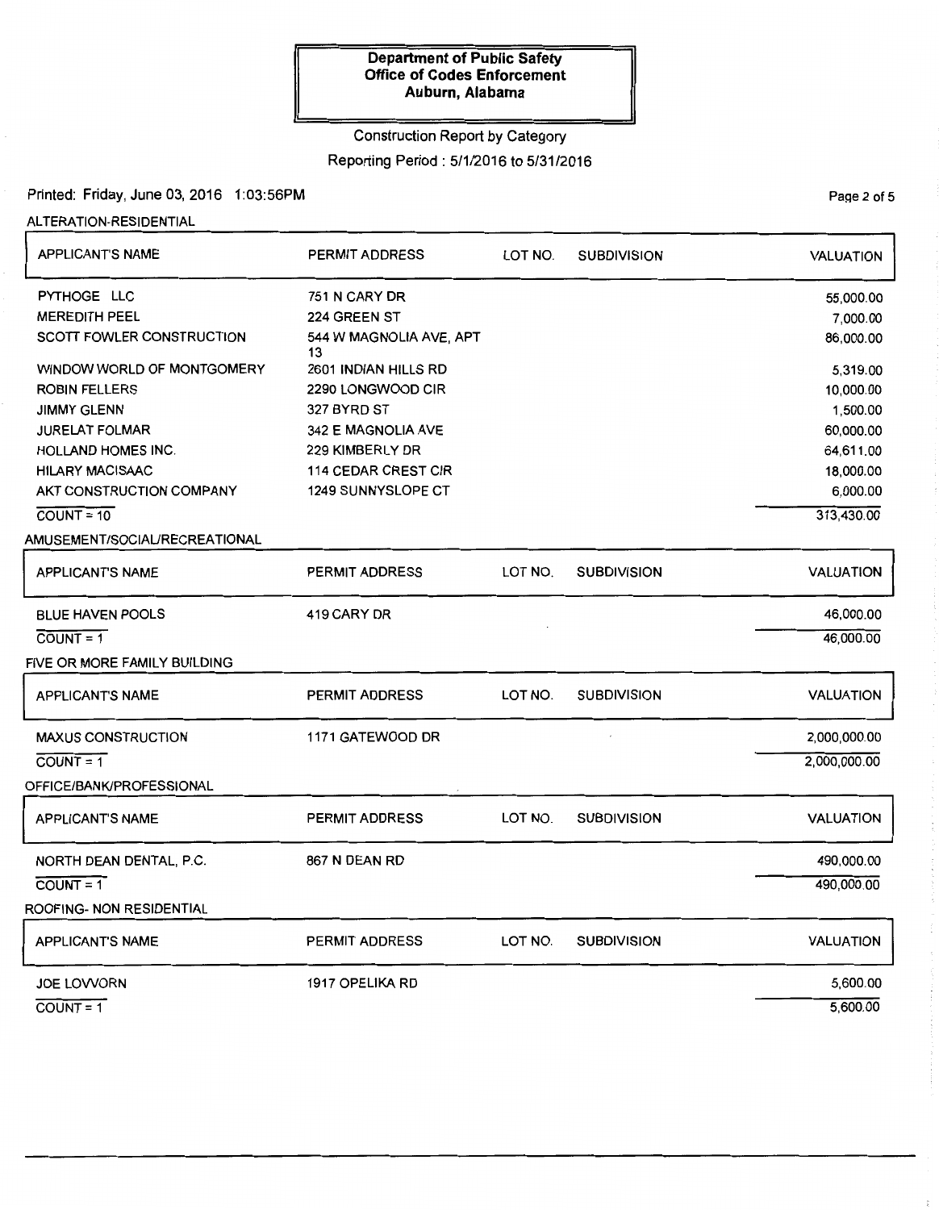**Department of Public Safety**
**Office of Codes Enforcement**
**Auburn, Alabama**

Construction Report by Category

Reporting Period : 5/1/2016 to 5/31/2016

Printed: Friday, June 03, 2016 1:03:56PM

### ALTERATION-RESIDENTIAL

| APPLICANT'S NAME | PERMIT ADDRESS | LOT NO. | SUBDIVISION | VALUATION |
|---|---|---|---|---|
| PYTHOGE LLC | 751 N CARY DR | | | 55,000.00 |
| MEREDITH PEEL | 224 GREEN ST | | | 7,000.00 |
| SCOTT FOWLER CONSTRUCTION | 544 W MAGNOLIA AVE, APT 13 | | | 86,000.00 |
| WINDOW WORLD OF MONTGOMERY | 2601 INDIAN HILLS RD | | | 5,319.00 |
| ROBIN FELLERS | 2290 LONGWOOD CIR | | | 10,000.00 |
| JIMMY GLENN | 327 BYRD ST | | | 1,500.00 |
| JURELAT FOLMAR | 342 E MAGNOLIA AVE | | | 60,000.00 |
| HOLLAND HOMES INC. | 229 KIMBERLY DR | | | 64,611.00 |
| HILARY MACISAAC | 114 CEDAR CREST CIR | | | 18,000.00 |
| AKT CONSTRUCTION COMPANY | 1249 SUNNYSLOPE CT | | | 6,000.00 |
| COUNT = 10 | | | | 313,430.00 |

### AMUSEMENT/SOCIAL/RECREATIONAL

| APPLICANT'S NAME | PERMIT ADDRESS | LOT NO. | SUBDIVISION | VALUATION |
|---|---|---|---|---|
| BLUE HAVEN POOLS | 419 CARY DR | | | 46,000.00 |
| COUNT = 1 | | | | 46,000.00 |

### FIVE OR MORE FAMILY BUILDING

| APPLICANT'S NAME | PERMIT ADDRESS | LOT NO. | SUBDIVISION | VALUATION |
|---|---|---|---|---|
| MAXUS CONSTRUCTION | 1171 GATEWOOD DR | | | 2,000,000.00 |
| COUNT = 1 | | | | 2,000,000.00 |

### OFFICE/BANK/PROFESSIONAL

| APPLICANT'S NAME | PERMIT ADDRESS | LOT NO. | SUBDIVISION | VALUATION |
|---|---|---|---|---|
| NORTH DEAN DENTAL, P.C. | 867 N DEAN RD | | | 490,000.00 |
| COUNT = 1 | | | | 490,000.00 |

### ROOFING- NON RESIDENTIAL

| APPLICANT'S NAME | PERMIT ADDRESS | LOT NO. | SUBDIVISION | VALUATION |
|---|---|---|---|---|
| JOE LOVVORN | 1917 OPELIKA RD | | | 5,600.00 |
| COUNT = 1 | | | | 5,600.00 |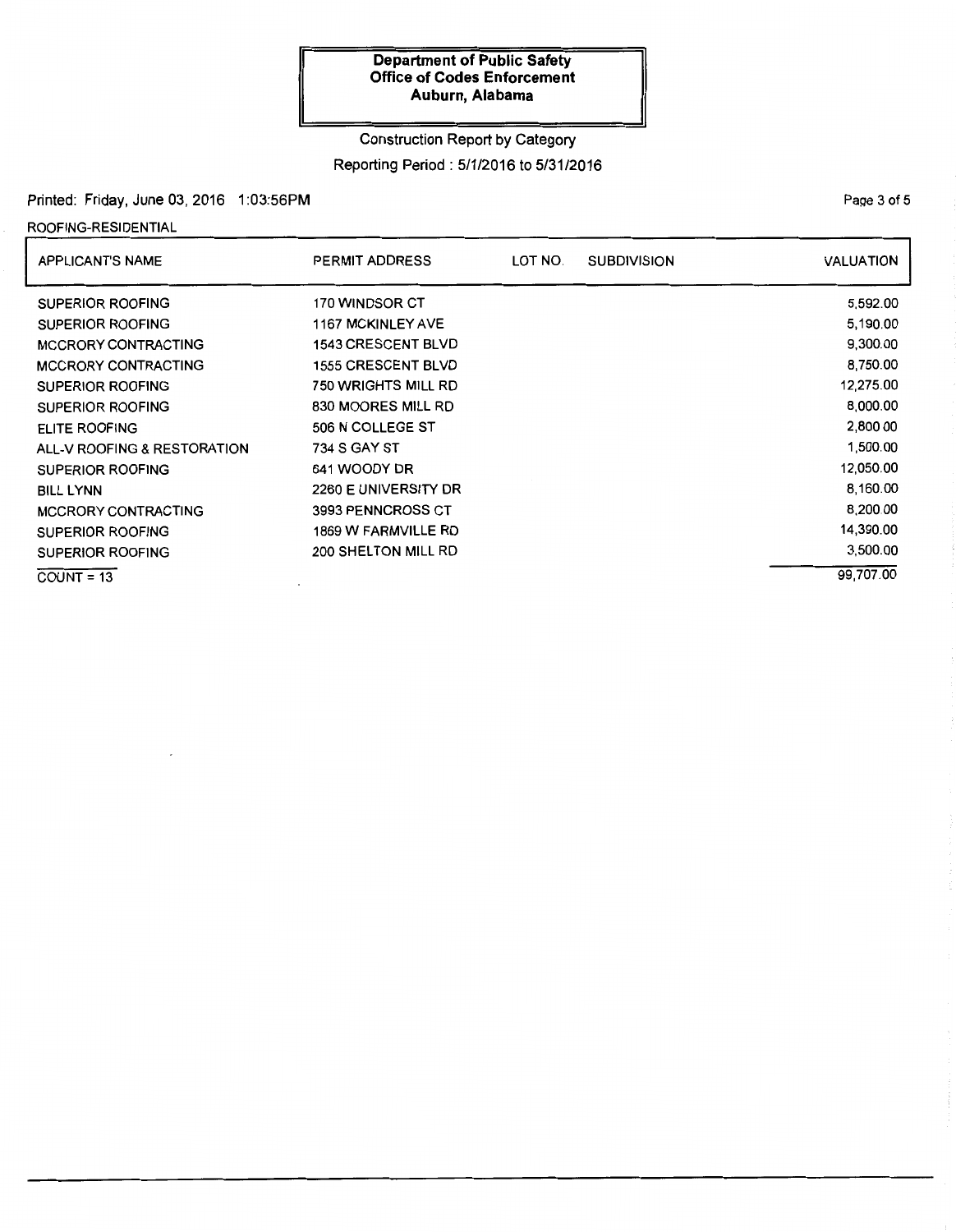**Department of Public Safety**
**Office of Codes Enforcement**
**Auburn, Alabama**

Construction Report by Category

Reporting Period : 5/1/2016 to 5/31/2016

Printed: Friday, June 03, 2016 1:03:56PM

ROOFING-RESIDENTIAL

| APPLICANT'S NAME | PERMIT ADDRESS | LOT NO. | SUBDIVISION | VALUATION |
|---|---|---|---|---|
| SUPERIOR ROOFING | 170 WINDSOR CT | | | 5,592.00 |
| SUPERIOR ROOFING | 1167 MCKINLEY AVE | | | 5,190.00 |
| MCCRORY CONTRACTING | 1543 CRESCENT BLVD | | | 9,300.00 |
| MCCRORY CONTRACTING | 1555 CRESCENT BLVD | | | 8,750.00 |
| SUPERIOR ROOFING | 750 WRIGHTS MILL RD | | | 12,275.00 |
| SUPERIOR ROOFING | 830 MOORES MILL RD | | | 8,000.00 |
| ELITE ROOFING | 506 N COLLEGE ST | | | 2,800.00 |
| ALL-V ROOFING & RESTORATION | 734 S GAY ST | | | 1,500.00 |
| SUPERIOR ROOFING | 641 WOODY DR | | | 12,050.00 |
| BILL LYNN | 2260 E UNIVERSITY DR | | | 8,160.00 |
| MCCRORY CONTRACTING | 3993 PENNCROSS CT | | | 8,200.00 |
| SUPERIOR ROOFING | 1869 W FARMVILLE RD | | | 14,390.00 |
| SUPERIOR ROOFING | 200 SHELTON MILL RD | | | 3,500.00 |
| COUNT = 13 | | | | 99,707.00 |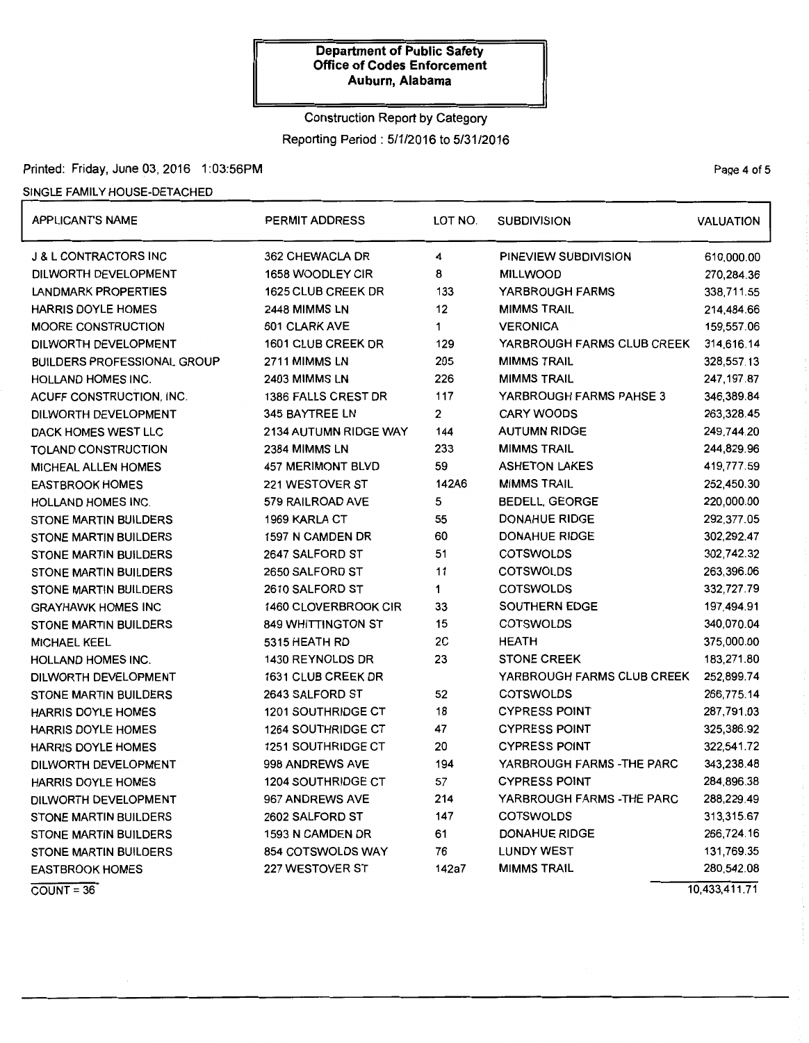**Department of Public Safety**
**Office of Codes Enforcement**
**Auburn, Alabama**

Construction Report by Category

Reporting Period : 5/1/2016 to 5/31/2016

Printed: Friday, June 03, 2016 1:03:56PM

SINGLE FAMILY HOUSE-DETACHED

| APPLICANT'S NAME | PERMIT ADDRESS | LOT NO. | SUBDIVISION | VALUATION |
|---|---|---|---|---|
| J & L CONTRACTORS INC | 362 CHEWACLA DR | 4 | PINEVIEW SUBDIVISION | 610,000.00 |
| DILWORTH DEVELOPMENT | 1658 WOODLEY CIR | 8 | MILLWOOD | 270,284.36 |
| LANDMARK PROPERTIES | 1625 CLUB CREEK DR | 133 | YARBROUGH FARMS | 338,711.55 |
| HARRIS DOYLE HOMES | 2448 MIMMS LN | 12 | MIMMS TRAIL | 214,484.66 |
| MOORE CONSTRUCTION | 601 CLARK AVE | 1 | VERONICA | 159,557.06 |
| DILWORTH DEVELOPMENT | 1601 CLUB CREEK DR | 129 | YARBROUGH FARMS CLUB CREEK | 314,616.14 |
| BUILDERS PROFESSIONAL GROUP | 2711 MIMMS LN | 205 | MIMMS TRAIL | 328,557.13 |
| HOLLAND HOMES INC. | 2403 MIMMS LN | 226 | MIMMS TRAIL | 247,197.87 |
| ACUFF CONSTRUCTION, INC. | 1386 FALLS CREST DR | 117 | YARBROUGH FARMS PAHSE 3 | 346,389.84 |
| DILWORTH DEVELOPMENT | 345 BAYTREE LN | 2 | CARY WOODS | 263,328.45 |
| DACK HOMES WEST LLC | 2134 AUTUMN RIDGE WAY | 144 | AUTUMN RIDGE | 249,744.20 |
| TOLAND CONSTRUCTION | 2384 MIMMS LN | 233 | MIMMS TRAIL | 244,829.96 |
| MICHEAL ALLEN HOMES | 457 MERIMONT BLVD | 59 | ASHETON LAKES | 419,777.59 |
| EASTBROOK HOMES | 221 WESTOVER ST | 142A6 | MIMMS TRAIL | 252,450.30 |
| HOLLAND HOMES INC. | 579 RAILROAD AVE | 5 | BEDELL, GEORGE | 220,000.00 |
| STONE MARTIN BUILDERS | 1969 KARLA CT | 55 | DONAHUE RIDGE | 292,377.05 |
| STONE MARTIN BUILDERS | 1597 N CAMDEN DR | 60 | DONAHUE RIDGE | 302,292.47 |
| STONE MARTIN BUILDERS | 2647 SALFORD ST | 51 | COTSWOLDS | 302,742.32 |
| STONE MARTIN BUILDERS | 2650 SALFORD ST | 11 | COTSWOLDS | 263,396.06 |
| STONE MARTIN BUILDERS | 2610 SALFORD ST | 1 | COTSWOLDS | 332,727.79 |
| GRAYHAWK HOMES INC | 1460 CLOVERBROOK CIR | 33 | SOUTHERN EDGE | 197,494.91 |
| STONE MARTIN BUILDERS | 849 WHITTINGTON ST | 15 | COTSWOLDS | 340,070.04 |
| MICHAEL KEEL | 5315 HEATH RD | 2C | HEATH | 375,000.00 |
| HOLLAND HOMES INC. | 1430 REYNOLDS DR | 23 | STONE CREEK | 183,271.80 |
| DILWORTH DEVELOPMENT | 1631 CLUB CREEK DR | | YARBROUGH FARMS CLUB CREEK | 252,899.74 |
| STONE MARTIN BUILDERS | 2643 SALFORD ST | 52 | COTSWOLDS | 266,775.14 |
| HARRIS DOYLE HOMES | 1201 SOUTHRIDGE CT | 18 | CYPRESS POINT | 287,791.03 |
| HARRIS DOYLE HOMES | 1264 SOUTHRIDGE CT | 47 | CYPRESS POINT | 325,386.92 |
| HARRIS DOYLE HOMES | 1251 SOUTHRIDGE CT | 20 | CYPRESS POINT | 322,541.72 |
| DILWORTH DEVELOPMENT | 998 ANDREWS AVE | 194 | YARBROUGH FARMS -THE PARC | 343,238.48 |
| HARRIS DOYLE HOMES | 1204 SOUTHRIDGE CT | 57 | CYPRESS POINT | 284,896.38 |
| DILWORTH DEVELOPMENT | 967 ANDREWS AVE | 214 | YARBROUGH FARMS -THE PARC | 288,229.49 |
| STONE MARTIN BUILDERS | 2602 SALFORD ST | 147 | COTSWOLDS | 313,315.67 |
| STONE MARTIN BUILDERS | 1593 N CAMDEN DR | 61 | DONAHUE RIDGE | 266,724.16 |
| STONE MARTIN BUILDERS | 854 COTSWOLDS WAY | 76 | LUNDY WEST | 131,769.35 |
| EASTBROOK HOMES | 227 WESTOVER ST | 142a7 | MIMMS TRAIL | 280,542.08 |

COUNT = 36

10,433,411.71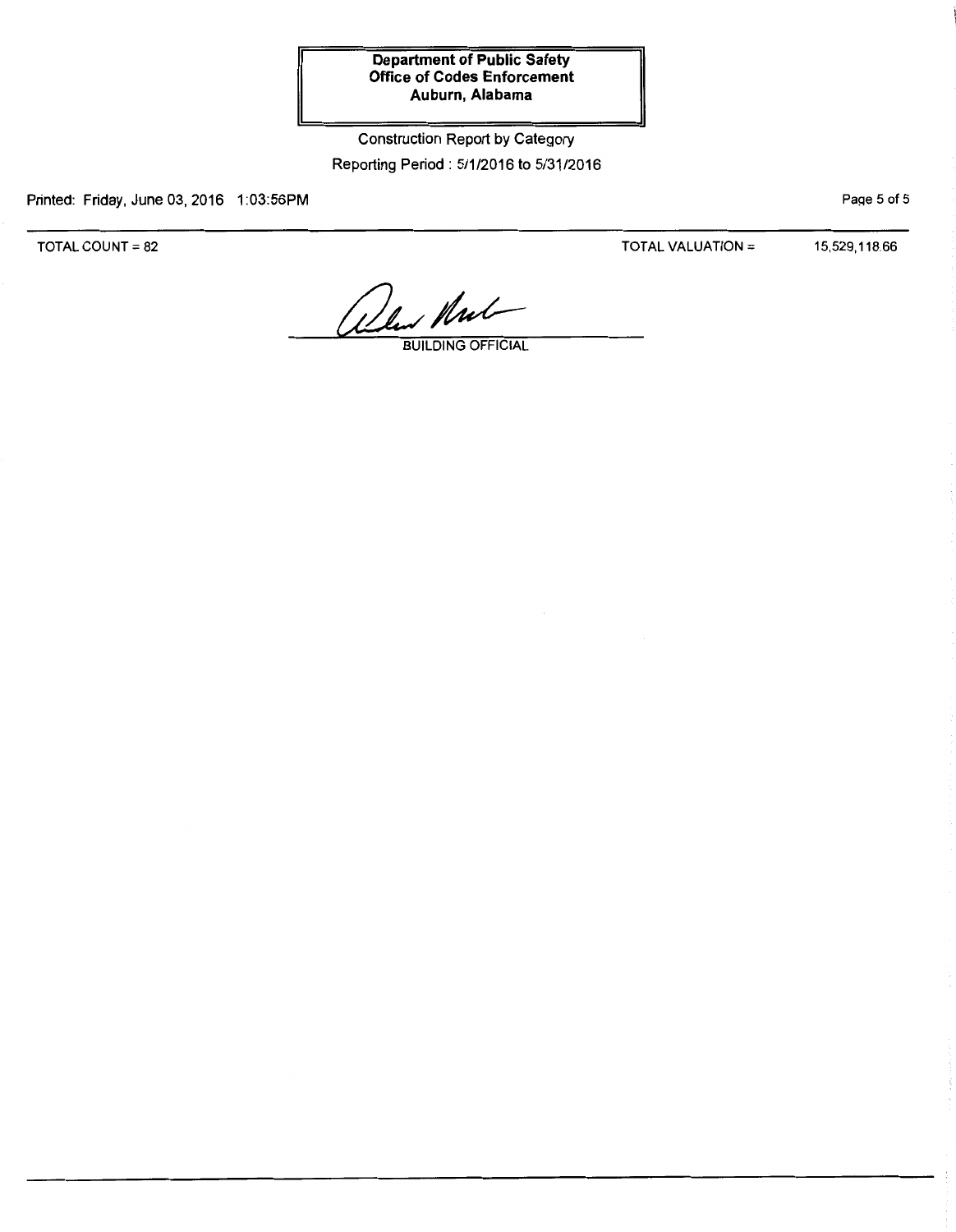**Department of Public Safety**
**Office of Codes Enforcement**
**Auburn, Alabama**

Construction Report by Category

Reporting Period : 5/1/2016 to 5/31/2016

Printed: Friday, June 03, 2016 1:03:56PM

TOTAL COUNT = 82 TOTAL VALUATION = 15,529,118.66

BUILDING OFFICIAL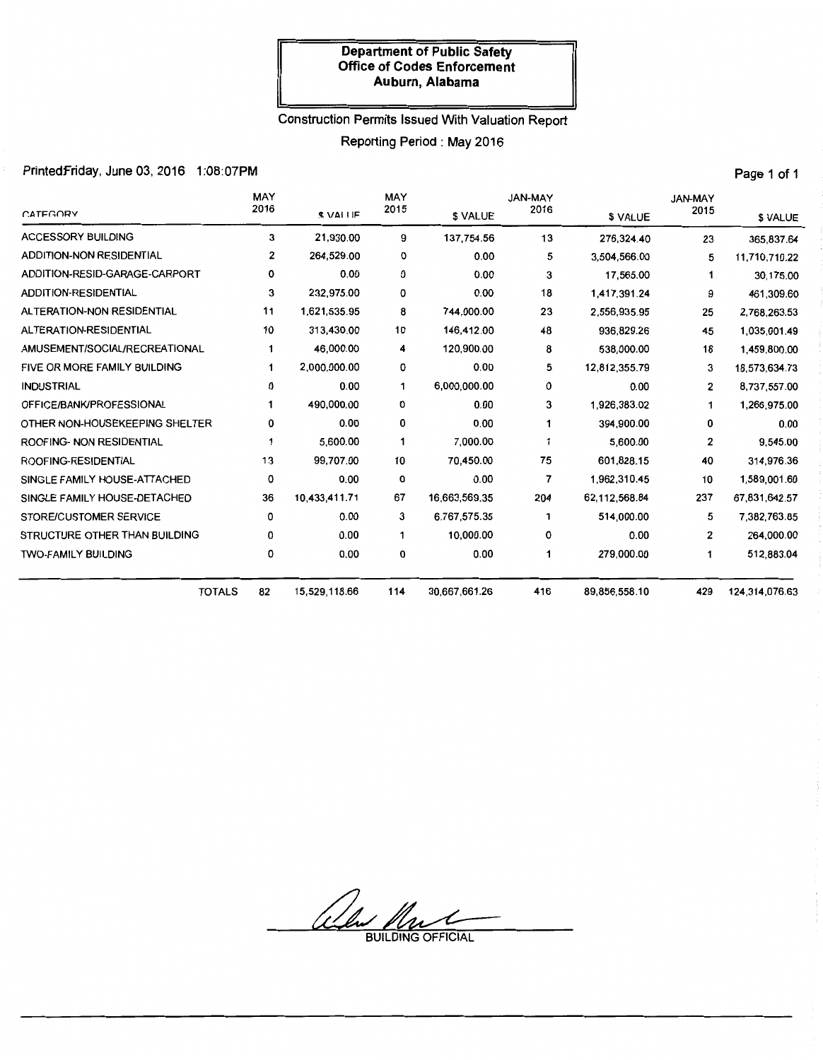**Department of Public Safety**
**Office of Codes Enforcement**
**Auburn, Alabama**

Construction Permits Issued With Valuation Report

Reporting Period : May 2016

Printed Friday, June 03, 2016 1:08:07PM

| CATEGORY | MAY 2016 | $ VALUE | MAY 2015 | $ VALUE | JAN-MAY 2016 | $ VALUE | JAN-MAY 2015 | $ VALUE |
|---|---|---|---|---|---|---|---|---|
| ACCESSORY BUILDING | 3 | 21,930.00 | 9 | 137,754.56 | 13 | 276,324.40 | 23 | 365,837.64 |
| ADDITION-NON RESIDENTIAL | 2 | 264,529.00 | 0 | 0.00 | 5 | 3,504,566.00 | 5 | 11,710,719.22 |
| ADDITION-RESID-GARAGE-CARPORT | 0 | 0.00 | 0 | 0.00 | 3 | 17,565.00 | 1 | 30,175.00 |
| ADDITION-RESIDENTIAL | 3 | 232,975.00 | 0 | 0.00 | 18 | 1,417,391.24 | 9 | 461,309.60 |
| ALTERATION-NON RESIDENTIAL | 11 | 1,621,535.95 | 8 | 744,000.00 | 23 | 2,556,935.95 | 25 | 2,768,263.53 |
| ALTERATION-RESIDENTIAL | 10 | 313,430.00 | 10 | 146,412.00 | 48 | 936,829.26 | 45 | 1,035,001.49 |
| AMUSEMENT/SOCIAL/RECREATIONAL | 1 | 46,000.00 | 4 | 120,900.00 | 8 | 538,000.00 | 18 | 1,459,800.00 |
| FIVE OR MORE FAMILY BUILDING | 1 | 2,000,000.00 | 0 | 0.00 | 5 | 12,812,355.79 | 3 | 18,573,634.73 |
| INDUSTRIAL | 0 | 0.00 | 1 | 6,000,000.00 | 0 | 0.00 | 2 | 8,737,557.00 |
| OFFICE/BANK/PROFESSIONAL | 1 | 490,000.00 | 0 | 0.00 | 3 | 1,926,383.02 | 1 | 1,266,975.00 |
| OTHER NON-HOUSEKEEPING SHELTER | 0 | 0.00 | 0 | 0.00 | 1 | 394,900.00 | 0 | 0.00 |
| ROOFING- NON RESIDENTIAL | 1 | 5,600.00 | 1 | 7,000.00 | 1 | 5,600.00 | 2 | 9,545.00 |
| ROOFING-RESIDENTIAL | 13 | 99,707.00 | 10 | 70,450.00 | 75 | 601,828.15 | 40 | 314,976.36 |
| SINGLE FAMILY HOUSE-ATTACHED | 0 | 0.00 | 0 | 0.00 | 7 | 1,962,310.45 | 10 | 1,589,001.60 |
| SINGLE FAMILY HOUSE-DETACHED | 36 | 10,433,411.71 | 67 | 16,663,569.35 | 204 | 62,112,568.84 | 237 | 67,831,642.57 |
| STORE/CUSTOMER SERVICE | 0 | 0.00 | 3 | 6,767,575.35 | 1 | 514,000.00 | 5 | 7,382,763.85 |
| STRUCTURE OTHER THAN BUILDING | 0 | 0.00 | 1 | 10,000.00 | 0 | 0.00 | 2 | 264,000.00 |
| TWO-FAMILY BUILDING | 0 | 0.00 | 0 | 0.00 | 1 | 279,000.00 | 1 | 512,883.04 |
| TOTALS | 82 | 15,529,118.66 | 114 | 30,667,661.26 | 416 | 89,856,558.10 | 429 | 124,314,076.63 |

BUILDING OFFICIAL